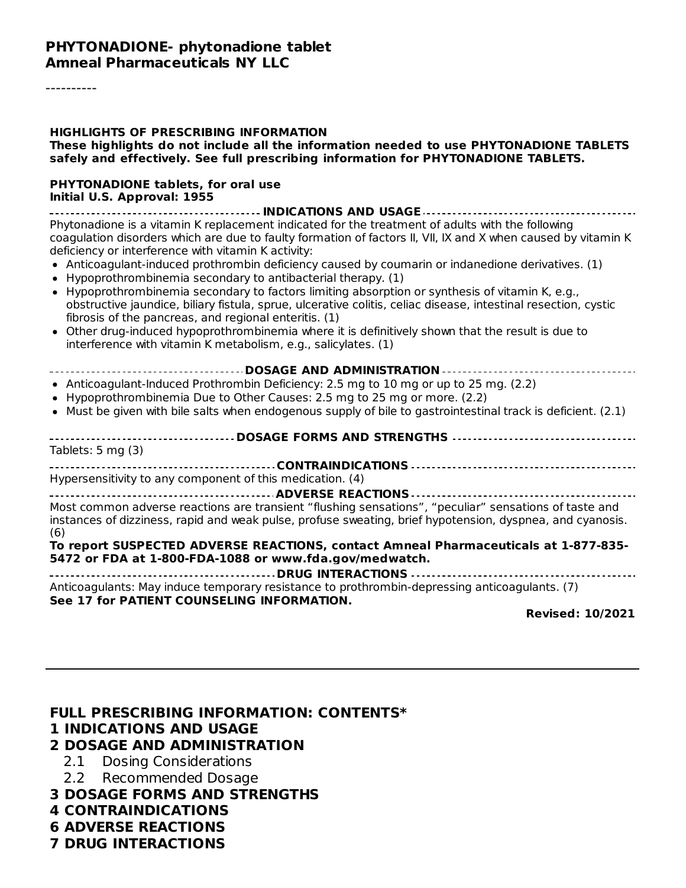**PHYTONADIONE- phytonadione tablet**
**Amneal Pharmaceuticals NY LLC**

----------

**HIGHLIGHTS OF PRESCRIBING INFORMATION**
**These highlights do not include all the information needed to use PHYTONADIONE TABLETS safely and effectively. See full prescribing information for PHYTONADIONE TABLETS.**

**PHYTONADIONE tablets, for oral use**
**Initial U.S. Approval: 1955**

**INDICATIONS AND USAGE**

Phytonadione is a vitamin K replacement indicated for the treatment of adults with the following coagulation disorders which are due to faulty formation of factors II, VII, IX and X when caused by vitamin K deficiency or interference with vitamin K activity:

- Anticoagulant-induced prothrombin deficiency caused by coumarin or indanedione derivatives. (1)
- Hypoprothrombinemia secondary to antibacterial therapy. (1)
- Hypoprothrombinemia secondary to factors limiting absorption or synthesis of vitamin K, e.g., obstructive jaundice, biliary fistula, sprue, ulcerative colitis, celiac disease, intestinal resection, cystic fibrosis of the pancreas, and regional enteritis. (1)
- Other drug-induced hypoprothrombinemia where it is definitively shown that the result is due to interference with vitamin K metabolism, e.g., salicylates. (1)

**DOSAGE AND ADMINISTRATION**

- Anticoagulant-Induced Prothrombin Deficiency: 2.5 mg to 10 mg or up to 25 mg. (2.2)
- Hypoprothrombinemia Due to Other Causes: 2.5 mg to 25 mg or more. (2.2)
- Must be given with bile salts when endogenous supply of bile to gastrointestinal track is deficient. (2.1)

**DOSAGE FORMS AND STRENGTHS**

Tablets: 5 mg (3)

**CONTRAINDICATIONS**

Hypersensitivity to any component of this medication. (4)

**ADVERSE REACTIONS**

Most common adverse reactions are transient "flushing sensations", "peculiar" sensations of taste and instances of dizziness, rapid and weak pulse, profuse sweating, brief hypotension, dyspnea, and cyanosis. (6)

**To report SUSPECTED ADVERSE REACTIONS, contact Amneal Pharmaceuticals at 1-877-835-5472 or FDA at 1-800-FDA-1088 or www.fda.gov/medwatch.**

**DRUG INTERACTIONS**

Anticoagulants: May induce temporary resistance to prothrombin-depressing anticoagulants. (7)

**See 17 for PATIENT COUNSELING INFORMATION.**

**Revised: 10/2021**

---

## FULL PRESCRIBING INFORMATION: CONTENTS*

**1 INDICATIONS AND USAGE**

**2 DOSAGE AND ADMINISTRATION**

- 2.1 Dosing Considerations
- 2.2 Recommended Dosage

**3 DOSAGE FORMS AND STRENGTHS**

**4 CONTRAINDICATIONS**

**6 ADVERSE REACTIONS**

**7 DRUG INTERACTIONS**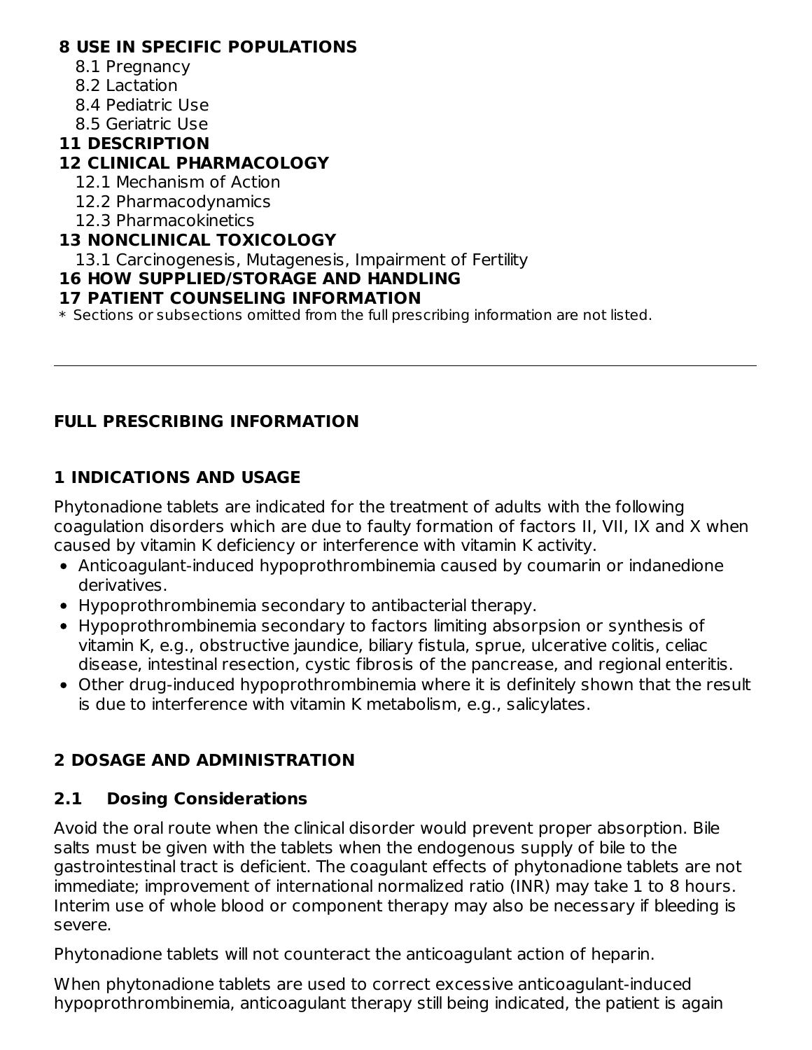**8 USE IN SPECIFIC POPULATIONS**

8.1 Pregnancy

8.2 Lactation

8.4 Pediatric Use

8.5 Geriatric Use

**11 DESCRIPTION**

**12 CLINICAL PHARMACOLOGY**

12.1 Mechanism of Action

12.2 Pharmacodynamics

12.3 Pharmacokinetics

**13 NONCLINICAL TOXICOLOGY**

13.1 Carcinogenesis, Mutagenesis, Impairment of Fertility

**16 HOW SUPPLIED/STORAGE AND HANDLING**

**17 PATIENT COUNSELING INFORMATION**

* Sections or subsections omitted from the full prescribing information are not listed.

---

## FULL PRESCRIBING INFORMATION

## 1 INDICATIONS AND USAGE

Phytonadione tablets are indicated for the treatment of adults with the following coagulation disorders which are due to faulty formation of factors II, VII, IX and X when caused by vitamin K deficiency or interference with vitamin K activity.

- Anticoagulant-induced hypoprothrombinemia caused by coumarin or indanedione derivatives.
- Hypoprothrombinemia secondary to antibacterial therapy.
- Hypoprothrombinemia secondary to factors limiting absorpsion or synthesis of vitamin K, e.g., obstructive jaundice, biliary fistula, sprue, ulcerative colitis, celiac disease, intestinal resection, cystic fibrosis of the pancrease, and regional enteritis.
- Other drug-induced hypoprothrombinemia where it is definitely shown that the result is due to interference with vitamin K metabolism, e.g., salicylates.

## 2 DOSAGE AND ADMINISTRATION

### 2.1 Dosing Considerations

Avoid the oral route when the clinical disorder would prevent proper absorption. Bile salts must be given with the tablets when the endogenous supply of bile to the gastrointestinal tract is deficient. The coagulant effects of phytonadione tablets are not immediate; improvement of international normalized ratio (INR) may take 1 to 8 hours. Interim use of whole blood or component therapy may also be necessary if bleeding is severe.

Phytonadione tablets will not counteract the anticoagulant action of heparin.

When phytonadione tablets are used to correct excessive anticoagulant-induced hypoprothrombinemia, anticoagulant therapy still being indicated, the patient is again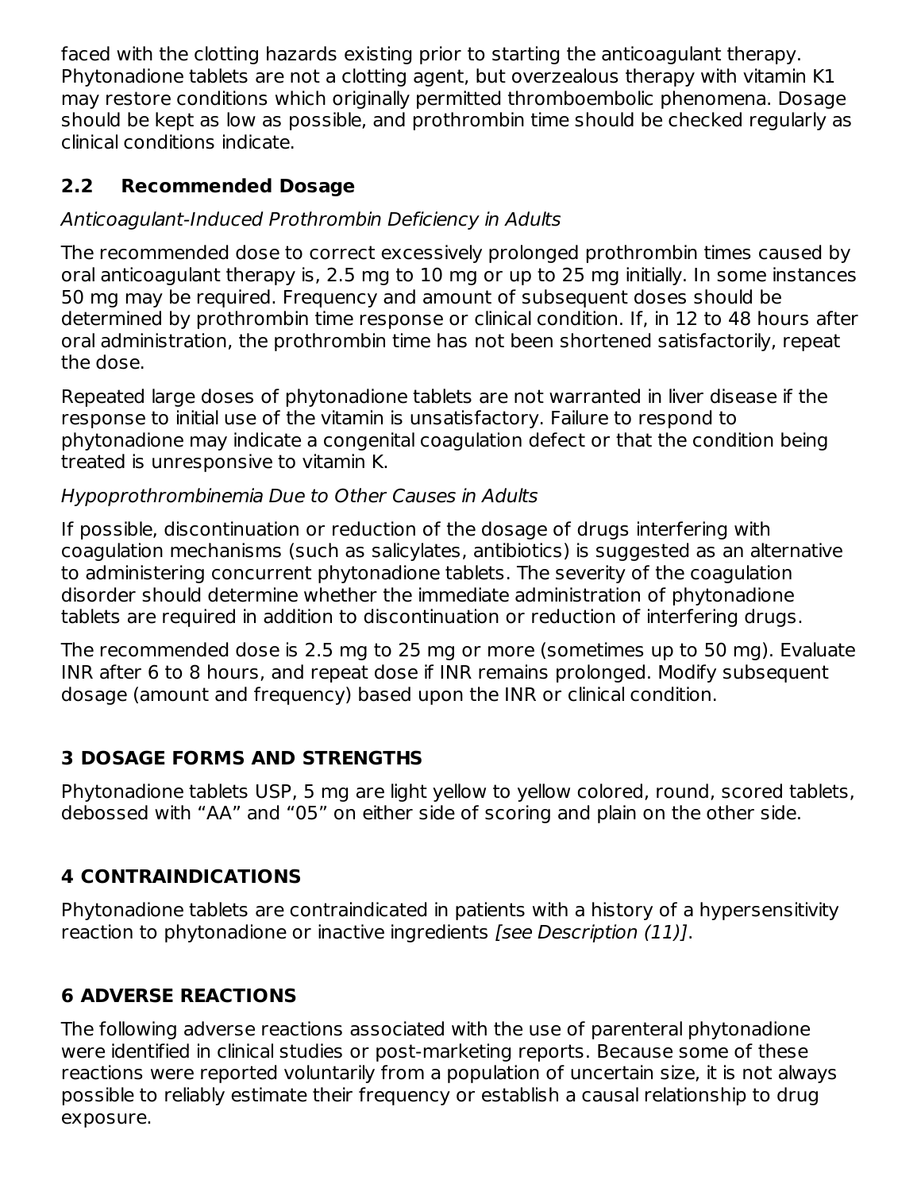faced with the clotting hazards existing prior to starting the anticoagulant therapy. Phytonadione tablets are not a clotting agent, but overzealous therapy with vitamin K1 may restore conditions which originally permitted thromboembolic phenomena. Dosage should be kept as low as possible, and prothrombin time should be checked regularly as clinical conditions indicate.

### 2.2 Recommended Dosage

*Anticoagulant-Induced Prothrombin Deficiency in Adults*

The recommended dose to correct excessively prolonged prothrombin times caused by oral anticoagulant therapy is, 2.5 mg to 10 mg or up to 25 mg initially. In some instances 50 mg may be required. Frequency and amount of subsequent doses should be determined by prothrombin time response or clinical condition. If, in 12 to 48 hours after oral administration, the prothrombin time has not been shortened satisfactorily, repeat the dose.

Repeated large doses of phytonadione tablets are not warranted in liver disease if the response to initial use of the vitamin is unsatisfactory. Failure to respond to phytonadione may indicate a congenital coagulation defect or that the condition being treated is unresponsive to vitamin K.

*Hypoprothrombinemia Due to Other Causes in Adults*

If possible, discontinuation or reduction of the dosage of drugs interfering with coagulation mechanisms (such as salicylates, antibiotics) is suggested as an alternative to administering concurrent phytonadione tablets. The severity of the coagulation disorder should determine whether the immediate administration of phytonadione tablets are required in addition to discontinuation or reduction of interfering drugs.

The recommended dose is 2.5 mg to 25 mg or more (sometimes up to 50 mg). Evaluate INR after 6 to 8 hours, and repeat dose if INR remains prolonged. Modify subsequent dosage (amount and frequency) based upon the INR or clinical condition.

## 3 DOSAGE FORMS AND STRENGTHS

Phytonadione tablets USP, 5 mg are light yellow to yellow colored, round, scored tablets, debossed with “AA” and “05” on either side of scoring and plain on the other side.

## 4 CONTRAINDICATIONS

Phytonadione tablets are contraindicated in patients with a history of a hypersensitivity reaction to phytonadione or inactive ingredients *[see Description (11)]*.

## 6 ADVERSE REACTIONS

The following adverse reactions associated with the use of parenteral phytonadione were identified in clinical studies or post-marketing reports. Because some of these reactions were reported voluntarily from a population of uncertain size, it is not always possible to reliably estimate their frequency or establish a causal relationship to drug exposure.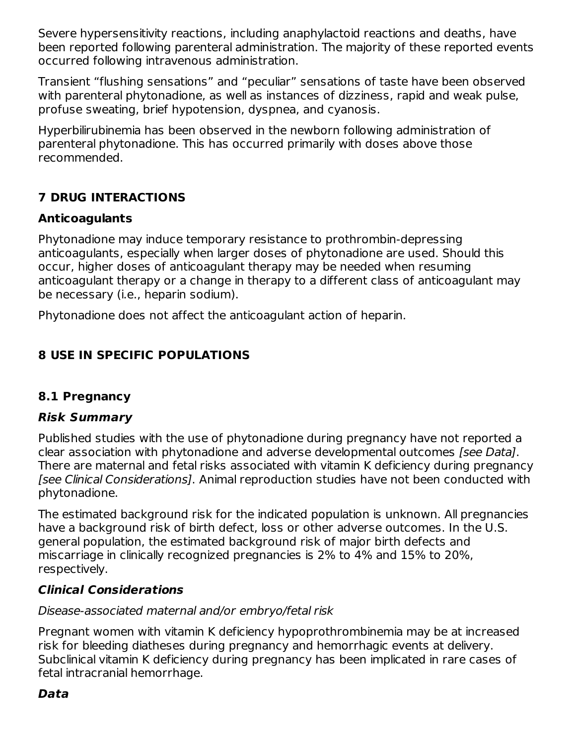Severe hypersensitivity reactions, including anaphylactoid reactions and deaths, have been reported following parenteral administration. The majority of these reported events occurred following intravenous administration.

Transient “flushing sensations” and “peculiar” sensations of taste have been observed with parenteral phytonadione, as well as instances of dizziness, rapid and weak pulse, profuse sweating, brief hypotension, dyspnea, and cyanosis.

Hyperbilirubinemia has been observed in the newborn following administration of parenteral phytonadione. This has occurred primarily with doses above those recommended.

## 7 DRUG INTERACTIONS

### Anticoagulants

Phytonadione may induce temporary resistance to prothrombin-depressing anticoagulants, especially when larger doses of phytonadione are used. Should this occur, higher doses of anticoagulant therapy may be needed when resuming anticoagulant therapy or a change in therapy to a different class of anticoagulant may be necessary (i.e., heparin sodium).

Phytonadione does not affect the anticoagulant action of heparin.

## 8 USE IN SPECIFIC POPULATIONS

### 8.1 Pregnancy

#### *Risk Summary*

Published studies with the use of phytonadione during pregnancy have not reported a clear association with phytonadione and adverse developmental outcomes *[see Data]*. There are maternal and fetal risks associated with vitamin K deficiency during pregnancy *[see Clinical Considerations]*. Animal reproduction studies have not been conducted with phytonadione.

The estimated background risk for the indicated population is unknown. All pregnancies have a background risk of birth defect, loss or other adverse outcomes. In the U.S. general population, the estimated background risk of major birth defects and miscarriage in clinically recognized pregnancies is 2% to 4% and 15% to 20%, respectively.

#### *Clinical Considerations*

*Disease-associated maternal and/or embryo/fetal risk*

Pregnant women with vitamin K deficiency hypoprothrombinemia may be at increased risk for bleeding diatheses during pregnancy and hemorrhagic events at delivery. Subclinical vitamin K deficiency during pregnancy has been implicated in rare cases of fetal intracranial hemorrhage.

#### *Data*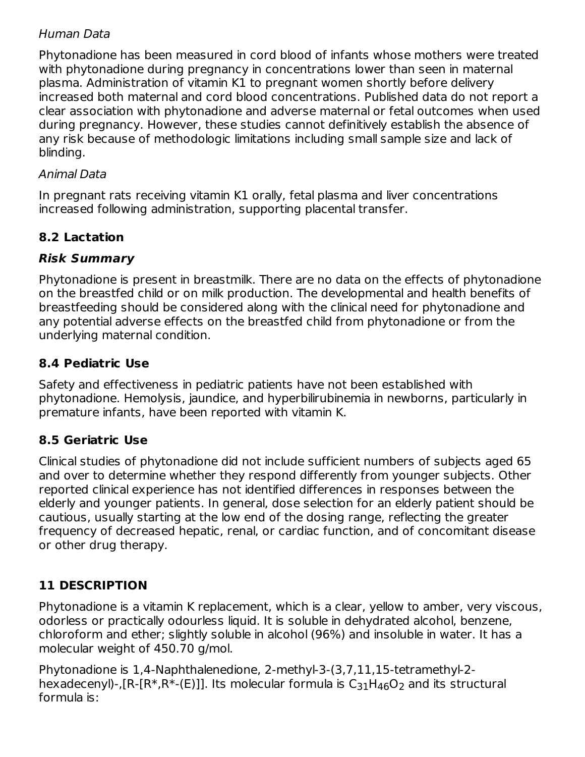*Human Data*

Phytonadione has been measured in cord blood of infants whose mothers were treated with phytonadione during pregnancy in concentrations lower than seen in maternal plasma. Administration of vitamin K1 to pregnant women shortly before delivery increased both maternal and cord blood concentrations. Published data do not report a clear association with phytonadione and adverse maternal or fetal outcomes when used during pregnancy. However, these studies cannot definitively establish the absence of any risk because of methodologic limitations including small sample size and lack of blinding.

*Animal Data*

In pregnant rats receiving vitamin K1 orally, fetal plasma and liver concentrations increased following administration, supporting placental transfer.

### 8.2 Lactation

#### *Risk Summary*

Phytonadione is present in breastmilk. There are no data on the effects of phytonadione on the breastfed child or on milk production. The developmental and health benefits of breastfeeding should be considered along with the clinical need for phytonadione and any potential adverse effects on the breastfed child from phytonadione or from the underlying maternal condition.

### 8.4 Pediatric Use

Safety and effectiveness in pediatric patients have not been established with phytonadione. Hemolysis, jaundice, and hyperbilirubinemia in newborns, particularly in premature infants, have been reported with vitamin K.

### 8.5 Geriatric Use

Clinical studies of phytonadione did not include sufficient numbers of subjects aged 65 and over to determine whether they respond differently from younger subjects. Other reported clinical experience has not identified differences in responses between the elderly and younger patients. In general, dose selection for an elderly patient should be cautious, usually starting at the low end of the dosing range, reflecting the greater frequency of decreased hepatic, renal, or cardiac function, and of concomitant disease or other drug therapy.

## 11 DESCRIPTION

Phytonadione is a vitamin K replacement, which is a clear, yellow to amber, very viscous, odorless or practically odourless liquid. It is soluble in dehydrated alcohol, benzene, chloroform and ether; slightly soluble in alcohol (96%) and insoluble in water. It has a molecular weight of 450.70 g/mol.

Phytonadione is 1,4-Naphthalenedione, 2-methyl-3-(3,7,11,15-tetramethyl-2-hexadecenyl)-,[R-[R*,R*-(E)]]. Its molecular formula is $C_{31}H_{46}O_2$ and its structural formula is: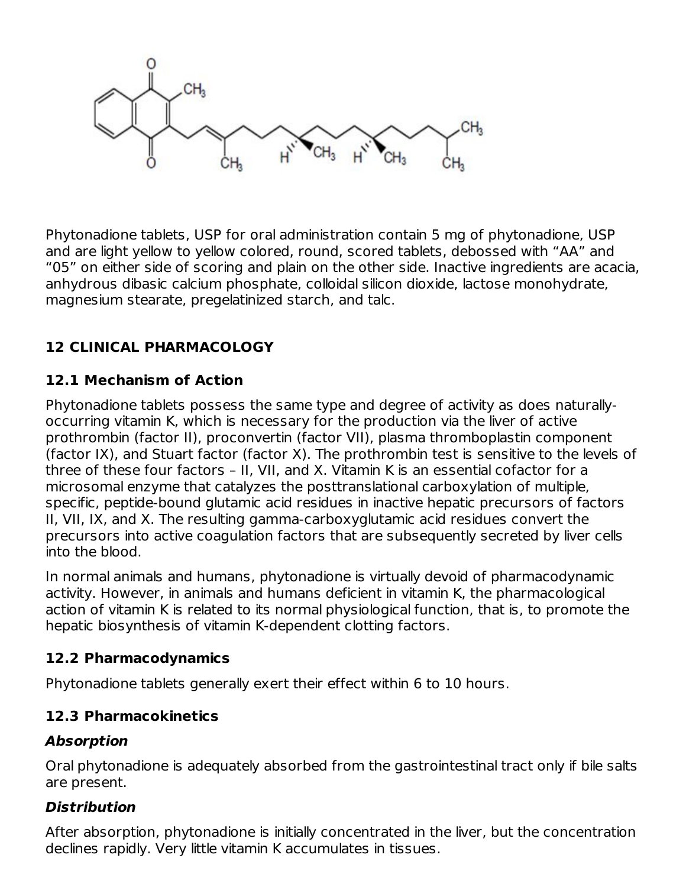Phytonadione tablets, USP for oral administration contain 5 mg of phytonadione, USP and are light yellow to yellow colored, round, scored tablets, debossed with “AA” and “05” on either side of scoring and plain on the other side. Inactive ingredients are acacia, anhydrous dibasic calcium phosphate, colloidal silicon dioxide, lactose monohydrate, magnesium stearate, pregelatinized starch, and talc.

## 12 CLINICAL PHARMACOLOGY

### 12.1 Mechanism of Action

Phytonadione tablets possess the same type and degree of activity as does naturally-occurring vitamin K, which is necessary for the production via the liver of active prothrombin (factor II), proconvertin (factor VII), plasma thromboplastin component (factor IX), and Stuart factor (factor X). The prothrombin test is sensitive to the levels of three of these four factors – II, VII, and X. Vitamin K is an essential cofactor for a microsomal enzyme that catalyzes the posttranslational carboxylation of multiple, specific, peptide-bound glutamic acid residues in inactive hepatic precursors of factors II, VII, IX, and X. The resulting gamma-carboxyglutamic acid residues convert the precursors into active coagulation factors that are subsequently secreted by liver cells into the blood.

In normal animals and humans, phytonadione is virtually devoid of pharmacodynamic activity. However, in animals and humans deficient in vitamin K, the pharmacological action of vitamin K is related to its normal physiological function, that is, to promote the hepatic biosynthesis of vitamin K-dependent clotting factors.

### 12.2 Pharmacodynamics

Phytonadione tablets generally exert their effect within 6 to 10 hours.

### 12.3 Pharmacokinetics

***Absorption***

Oral phytonadione is adequately absorbed from the gastrointestinal tract only if bile salts are present.

***Distribution***

After absorption, phytonadione is initially concentrated in the liver, but the concentration declines rapidly. Very little vitamin K accumulates in tissues.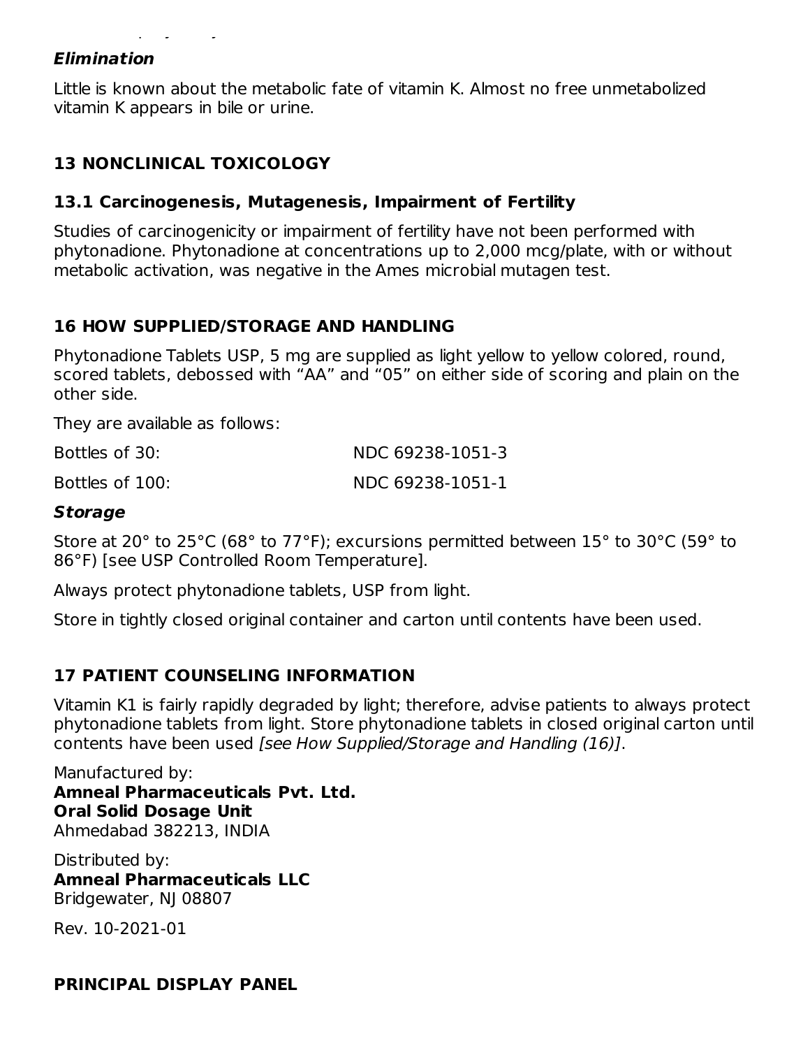### *Elimination*

Little is known about the metabolic fate of vitamin K. Almost no free unmetabolized vitamin K appears in bile or urine.

## 13 NONCLINICAL TOXICOLOGY

### 13.1 Carcinogenesis, Mutagenesis, Impairment of Fertility

Studies of carcinogenicity or impairment of fertility have not been performed with phytonadione. Phytonadione at concentrations up to 2,000 mcg/plate, with or without metabolic activation, was negative in the Ames microbial mutagen test.

## 16 HOW SUPPLIED/STORAGE AND HANDLING

Phytonadione Tablets USP, 5 mg are supplied as light yellow to yellow colored, round, scored tablets, debossed with “AA” and “05” on either side of scoring and plain on the other side.

They are available as follows:

| | |
|---|---|
| Bottles of 30: | NDC 69238-1051-3 |
| Bottles of 100: | NDC 69238-1051-1 |

### *Storage*

Store at 20° to 25°C (68° to 77°F); excursions permitted between 15° to 30°C (59° to 86°F) [see USP Controlled Room Temperature].

Always protect phytonadione tablets, USP from light.

Store in tightly closed original container and carton until contents have been used.

## 17 PATIENT COUNSELING INFORMATION

Vitamin K1 is fairly rapidly degraded by light; therefore, advise patients to always protect phytonadione tablets from light. Store phytonadione tablets in closed original carton until contents have been used *[see How Supplied/Storage and Handling (16)]*.

Manufactured by:
**Amneal Pharmaceuticals Pvt. Ltd.**
**Oral Solid Dosage Unit**
Ahmedabad 382213, INDIA

Distributed by:
**Amneal Pharmaceuticals LLC**
Bridgewater, NJ 08807

Rev. 10-2021-01

## PRINCIPAL DISPLAY PANEL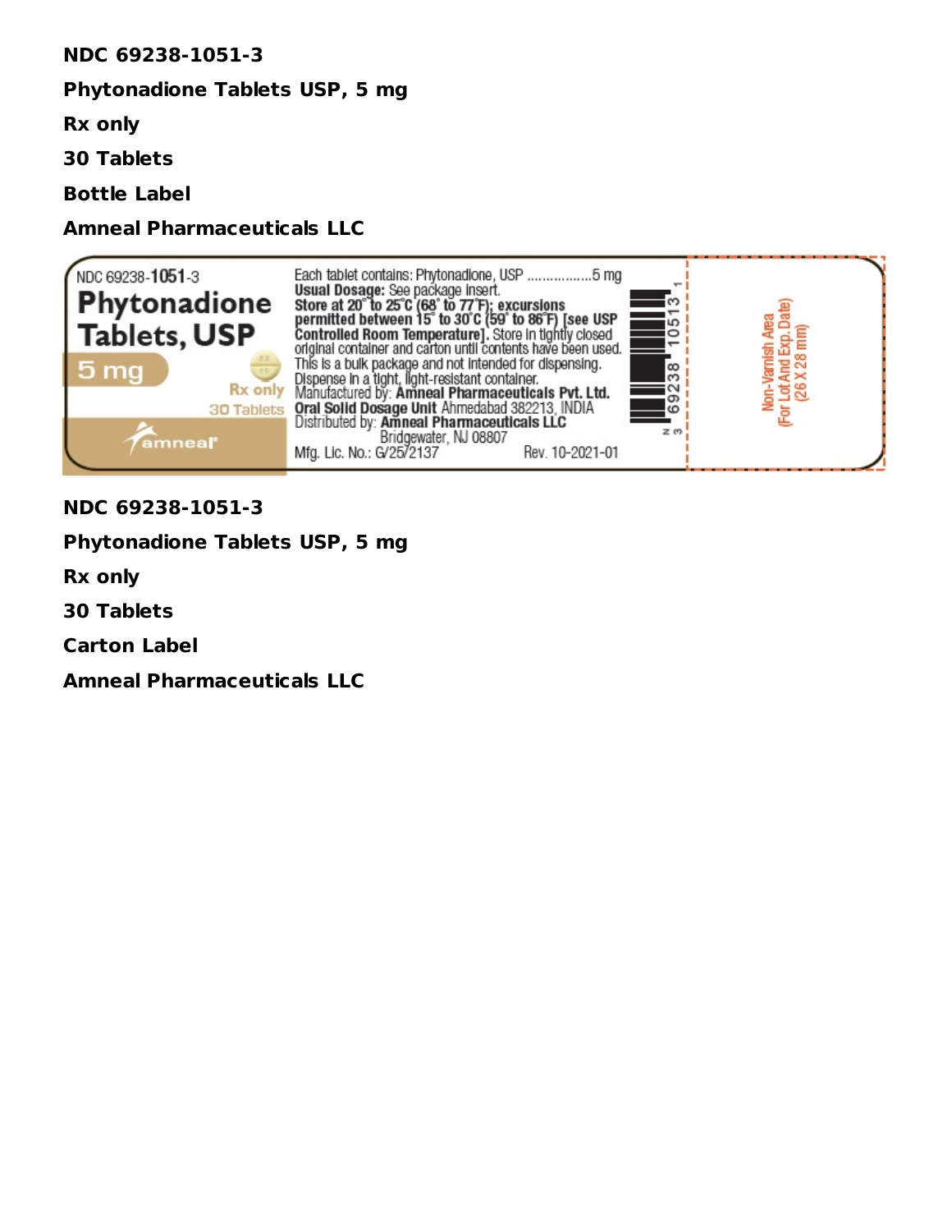**NDC 69238-1051-3**

**Phytonadione Tablets USP, 5 mg**

**Rx only**

**30 Tablets**

**Bottle Label**

**Amneal Pharmaceuticals LLC**

NDC 69238-**1051**-3

**Phytonadione Tablets, USP**

**5 mg**

Rx only

30 Tablets

amneal

Each tablet contains: Phytonadione, USP ................5 mg
**Usual Dosage:** See package insert.
**Store at 20° to 25°C (68° to 77°F); excursions permitted between 15° to 30°C (59° to 86°F) [see USP Controlled Room Temperature].** Store in tightly closed original container and carton until contents have been used.
This is a bulk package and not intended for dispensing.
Dispense in a tight, light-resistant container.
Manufactured by: **Amneal Pharmaceuticals Pvt. Ltd. Oral Solid Dosage Unit** Ahmedabad 382213, INDIA
Distributed by: **Amneal Pharmaceuticals LLC** Bridgewater, NJ 08807
Mfg. Lic. No.: G/25/2137 Rev. 10-2021-01

N 3 69238 10513 1

Non-Varnish Area (For Lot And Exp. Date) (26 X 28 mm)

**NDC 69238-1051-3**

**Phytonadione Tablets USP, 5 mg**

**Rx only**

**30 Tablets**

**Carton Label**

**Amneal Pharmaceuticals LLC**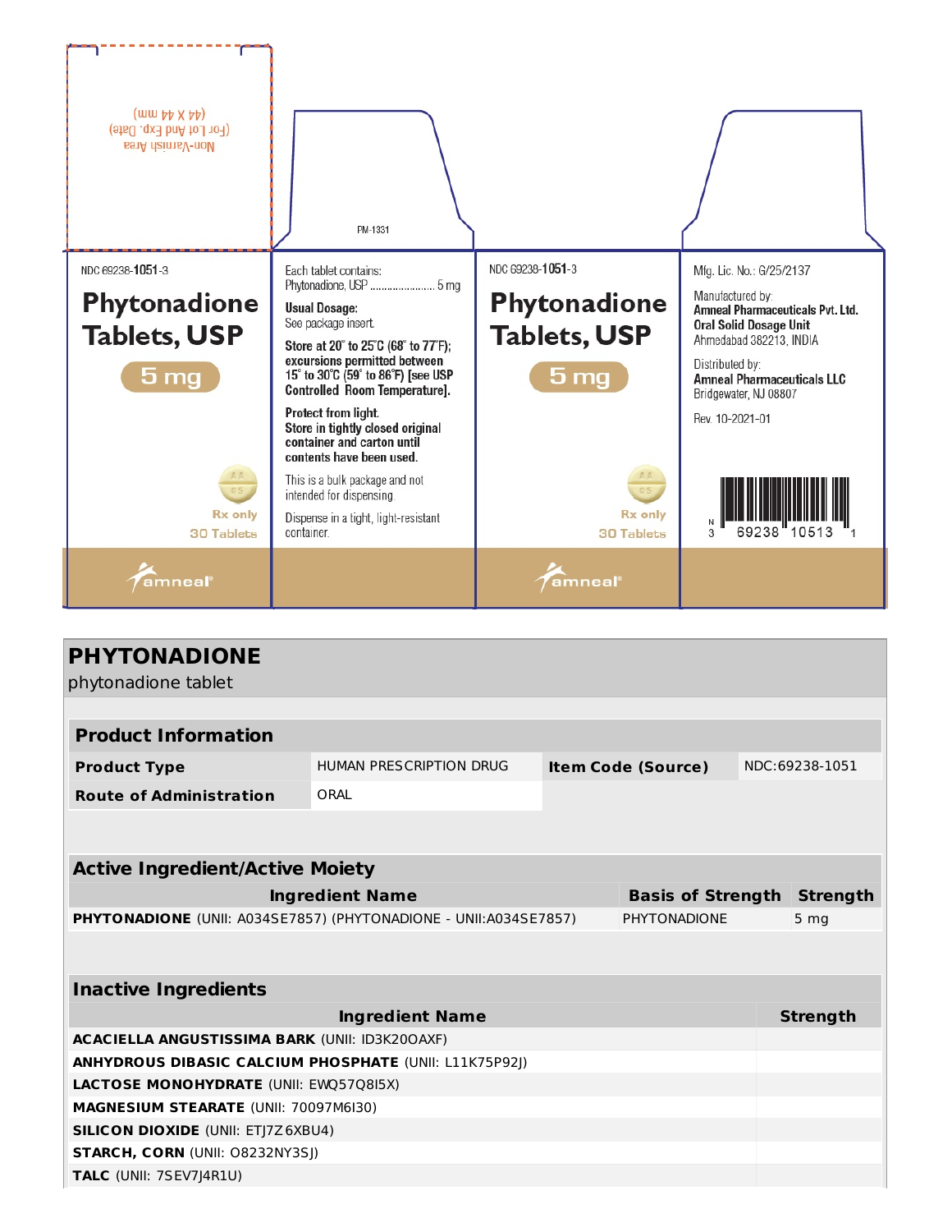Non-Varnish Area
(For Lot And Exp. Date)
(44 X 44 mm)

PM-1331

NDC 69238-**1051**-3

**Phytonadione Tablets, USP**

**5 mg**

Rx only
30 Tablets

amneal®

Each tablet contains:
Phytonadione, USP ........................ 5 mg

**Usual Dosage:**
See package insert.

**Store at 20° to 25°C (68° to 77°F); excursions permitted between 15° to 30°C (59° to 86°F) [see USP Controlled Room Temperature].**

**Protect from light.**
**Store in tightly closed original container and carton until contents have been used.**

This is a bulk package and not intended for dispensing.

Dispense in a tight, light-resistant container.

NDC 69238-**1051**-3

**Phytonadione Tablets, USP**

**5 mg**

Rx only
30 Tablets

amneal®

Mfg. Lic. No.: G/25/2137

Manufactured by:
**Amneal Pharmaceuticals Pvt. Ltd.**
**Oral Solid Dosage Unit**
Ahmedabad 382213, INDIA

Distributed by:
**Amneal Pharmaceuticals LLC**
Bridgewater, NJ 08807

Rev. 10-2021-01

N 3 69238 10513 1

# PHYTONADIONE

phytonadione tablet

| **Product Information** | | | |
|---|---|---|---|
| **Product Type** | HUMAN PRESCRIPTION DRUG | **Item Code (Source)** | NDC:69238-1051 |
| **Route of Administration** | ORAL | | |

| **Active Ingredient/Active Moiety** | | |
|---|---|---|
| **Ingredient Name** | **Basis of Strength** | **Strength** |
| **PHYTONADIONE** (UNII: A034SE7857) (PHYTONADIONE - UNII:A034SE7857) | PHYTONADIONE | 5 mg |

| **Inactive Ingredients** | |
|---|---|
| **Ingredient Name** | **Strength** |
| **ACACIELLA ANGUSTISSIMA BARK** (UNII: ID3K20OAXF) | |
| **ANHYDROUS DIBASIC CALCIUM PHOSPHATE** (UNII: L11K75P92J) | |
| **LACTOSE MONOHYDRATE** (UNII: EWQ57Q8I5X) | |
| **MAGNESIUM STEARATE** (UNII: 70097M6I30) | |
| **SILICON DIOXIDE** (UNII: ETJ7Z6XBU4) | |
| **STARCH, CORN** (UNII: O8232NY3SJ) | |
| **TALC** (UNII: 7SEV7J4R1U) | |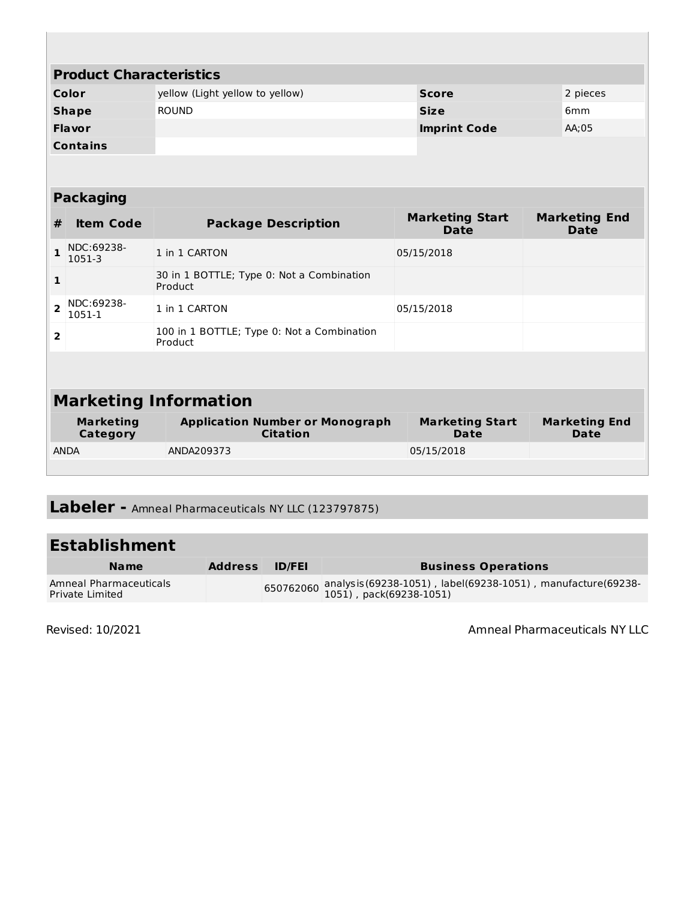### Product Characteristics

| | | | |
|---|---|---|---|
| **Color** | yellow (Light yellow to yellow) | **Score** | 2 pieces |
| **Shape** | ROUND | **Size** | 6mm |
| **Flavor** | | **Imprint Code** | AA;05 |
| **Contains** | | | |

### Packaging

| # | Item Code | Package Description | Marketing Start Date | Marketing End Date |
|---|---|---|---|---|
| 1 | NDC:69238-1051-3 | 1 in 1 CARTON | 05/15/2018 | |
| 1 | | 30 in 1 BOTTLE; Type 0: Not a Combination Product | | |
| 2 | NDC:69238-1051-1 | 1 in 1 CARTON | 05/15/2018 | |
| 2 | | 100 in 1 BOTTLE; Type 0: Not a Combination Product | | |

## Marketing Information

| Marketing Category | Application Number or Monograph Citation | Marketing Start Date | Marketing End Date |
|---|---|---|---|
| ANDA | ANDA209373 | 05/15/2018 | |

## Labeler - Amneal Pharmaceuticals NY LLC (123797875)

## Establishment

| Name | Address | ID/FEI | Business Operations |
|---|---|---|---|
| Amneal Pharmaceuticals Private Limited | | 650762060 | analysis(69238-1051) , label(69238-1051) , manufacture(69238-1051) , pack(69238-1051) |

Revised: 10/2021

Amneal Pharmaceuticals NY LLC